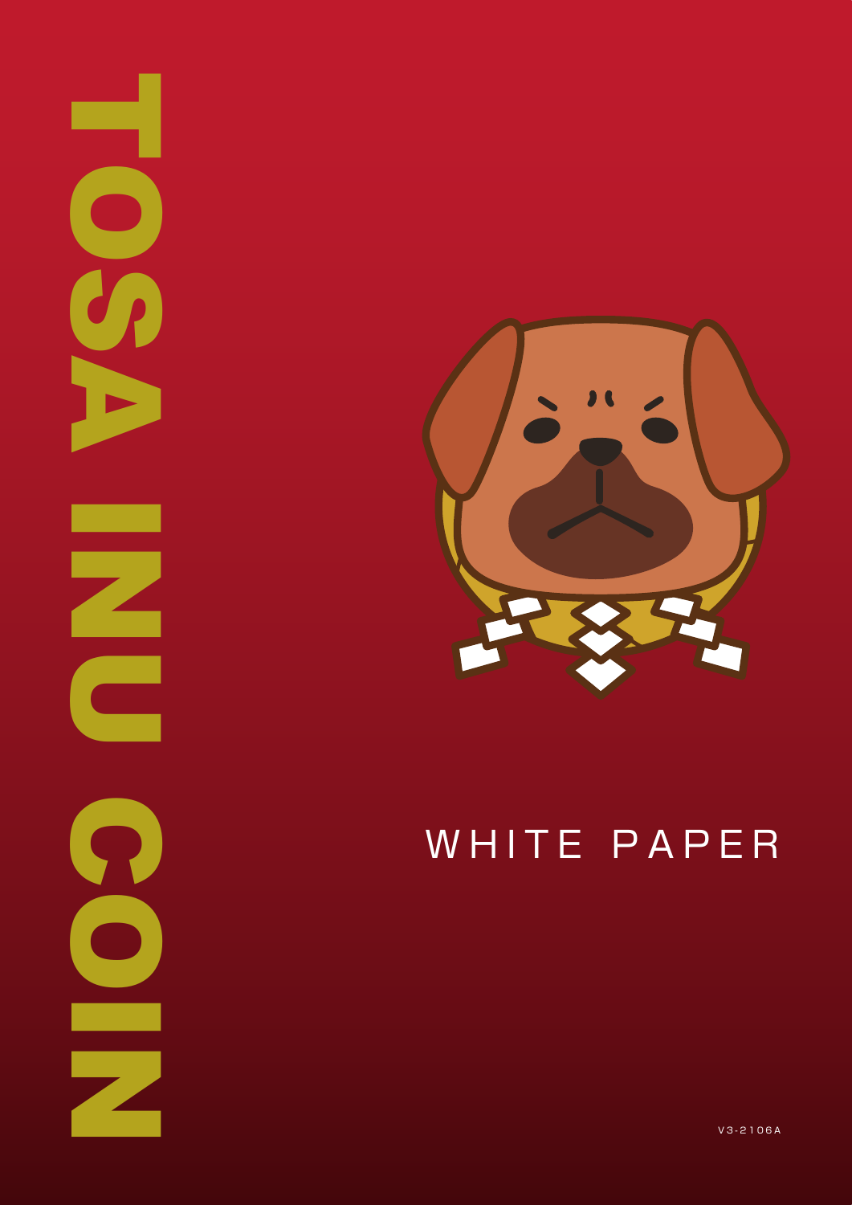# TOSA INU COIN

## WHITE PAPER

V3-2106A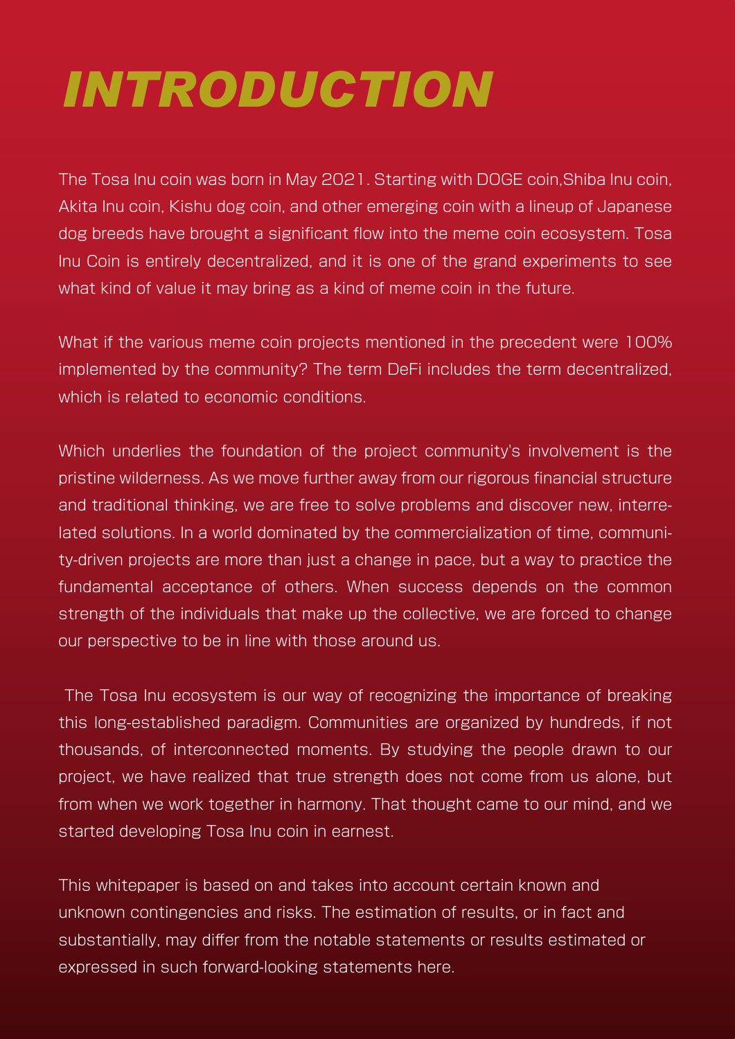# INTRODUCTION

The Tosa Inu coin was born in May 2021. Starting with DOGE coin,Shiba Inu coin, Akita Inu coin, Kishu dog coin, and other emerging coin with a lineup of Japanese dog breeds have brought a significant flow into the meme coin ecosystem. Tosa Inu Coin is entirely decentralized, and it is one of the grand experiments to see what kind of value it may bring as a kind of meme coin in the future.

What if the various meme coin projects mentioned in the precedent were 100% implemented by the community? The term DeFi includes the term decentralized, which is related to economic conditions.

Which underlies the foundation of the project community's involvement is the pristine wilderness. As we move further away from our rigorous financial structure and traditional thinking, we are free to solve problems and discover new, interrelated solutions. In a world dominated by the commercialization of time, community-driven projects are more than just a change in pace, but a way to practice the fundamental acceptance of others. When success depends on the common strength of the individuals that make up the collective, we are forced to change our perspective to be in line with those around us.

The Tosa Inu ecosystem is our way of recognizing the importance of breaking this long-established paradigm. Communities are organized by hundreds, if not thousands, of interconnected moments. By studying the people drawn to our project, we have realized that true strength does not come from us alone, but from when we work together in harmony. That thought came to our mind, and we started developing Tosa Inu coin in earnest.

This whitepaper is based on and takes into account certain known and unknown contingencies and risks. The estimation of results, or in fact and substantially, may differ from the notable statements or results estimated or expressed in such forward-looking statements here.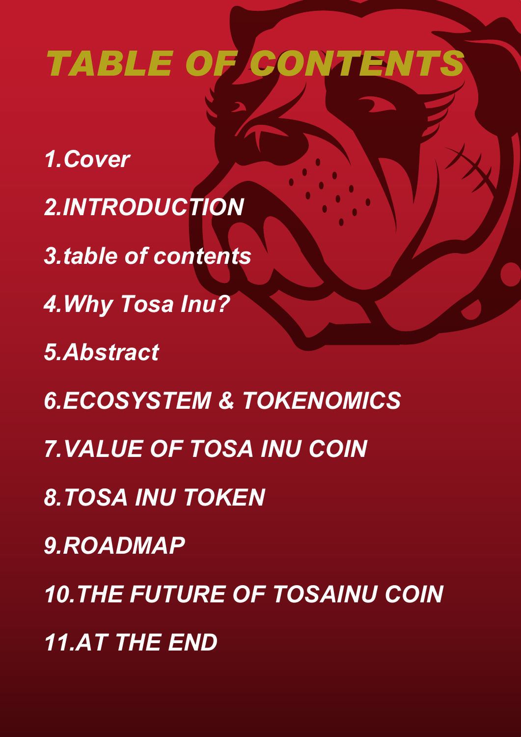# *TABLE OF CONTENTS*

*1.Cover*

*2.INTRODUCTION*

*3.table of contents*

*4.Why Tosa Inu?*

*5.Abstract*

*6.ECOSYSTEM & TOKENOMICS*

*7.VALUE OF TOSA INU COIN*

*8.TOSA INU TOKEN*

*9.ROADMAP*

*10.THE FUTURE OF TOSAINU COIN*

*11.AT THE END*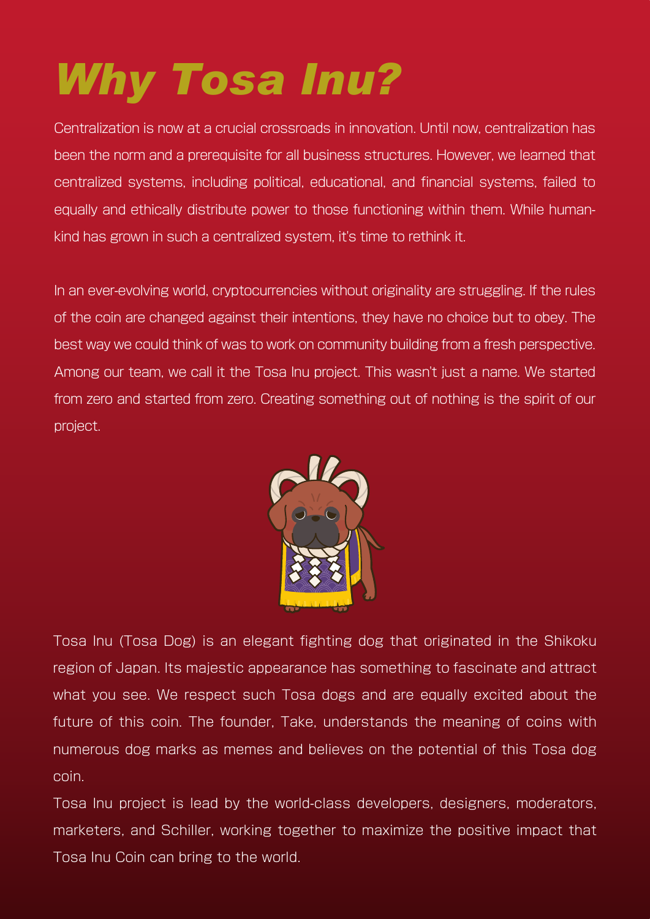# *Why Tosa Inu?*

Centralization is now at a crucial crossroads in innovation. Until now, centralization has been the norm and a prerequisite for all business structures. However, we learned that centralized systems, including political, educational, and financial systems, failed to equally and ethically distribute power to those functioning within them. While human-kind has grown in such a centralized system, it's time to rethink it.

In an ever-evolving world, cryptocurrencies without originality are struggling. If the rules of the coin are changed against their intentions, they have no choice but to obey. The best way we could think of was to work on community building from a fresh perspective. Among our team, we call it the Tosa Inu project. This wasn't just a name. We started from zero and started from zero. Creating something out of nothing is the spirit of our project.

Tosa Inu (Tosa Dog) is an elegant fighting dog that originated in the Shikoku region of Japan. Its majestic appearance has something to fascinate and attract what you see. We respect such Tosa dogs and are equally excited about the future of this coin. The founder, Take, understands the meaning of coins with numerous dog marks as memes and believes on the potential of this Tosa dog coin.

Tosa Inu project is lead by the world-class developers, designers, moderators, marketers, and Schiller, working together to maximize the positive impact that Tosa Inu Coin can bring to the world.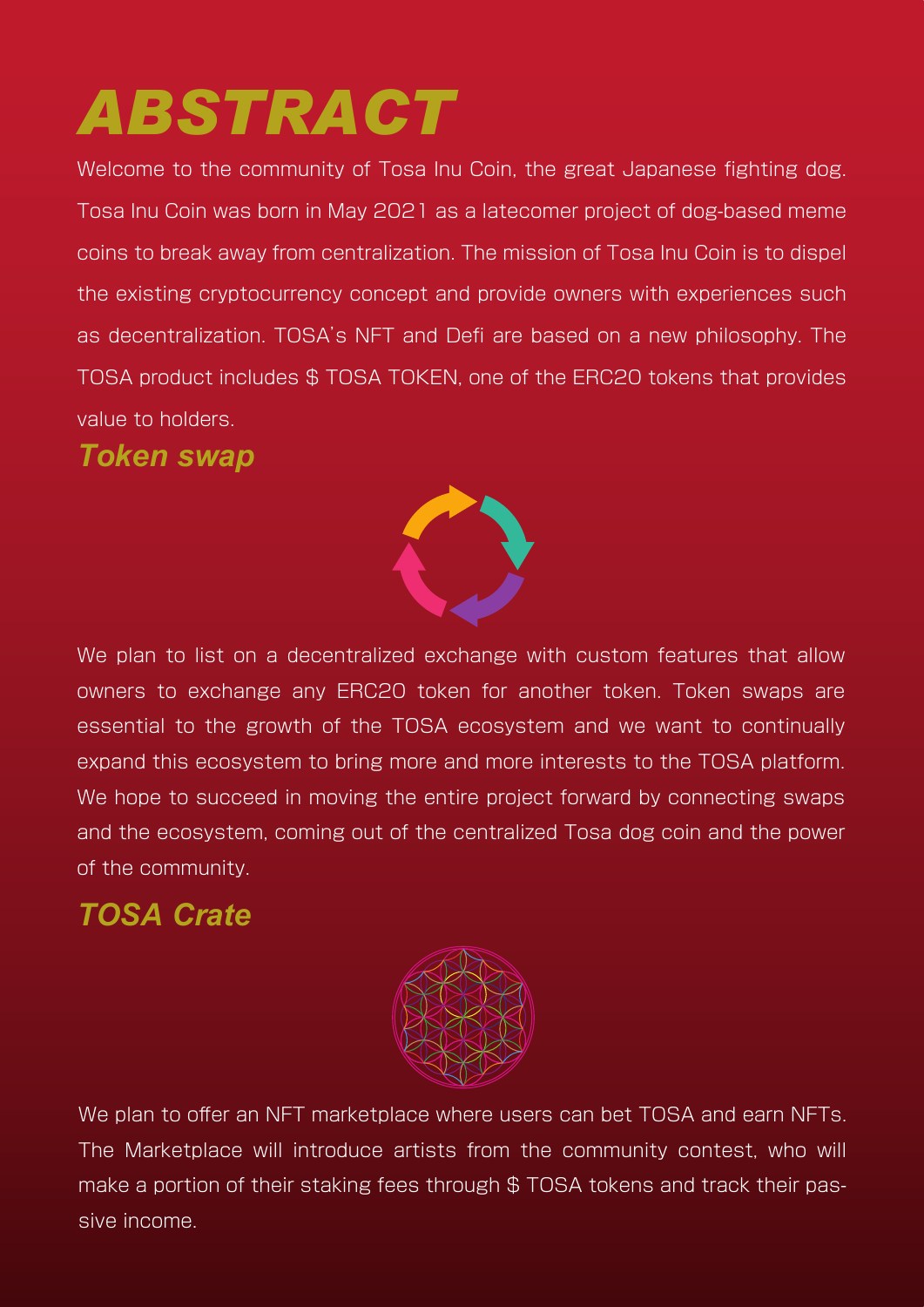# ABSTRACT

Welcome to the community of Tosa Inu Coin, the great Japanese fighting dog. Tosa Inu Coin was born in May 2021 as a latecomer project of dog-based meme coins to break away from centralization. The mission of Tosa Inu Coin is to dispel the existing cryptocurrency concept and provide owners with experiences such as decentralization. TOSA's NFT and Defi are based on a new philosophy. The TOSA product includes $ TOSA TOKEN, one of the ERC20 tokens that provides value to holders.

## Token swap

We plan to list on a decentralized exchange with custom features that allow owners to exchange any ERC20 token for another token. Token swaps are essential to the growth of the TOSA ecosystem and we want to continually expand this ecosystem to bring more and more interests to the TOSA platform. We hope to succeed in moving the entire project forward by connecting swaps and the ecosystem, coming out of the centralized Tosa dog coin and the power of the community.

## TOSA Crate

We plan to offer an NFT marketplace where users can bet TOSA and earn NFTs. The Marketplace will introduce artists from the community contest, who will make a portion of their staking fees through $ TOSA tokens and track their passive income.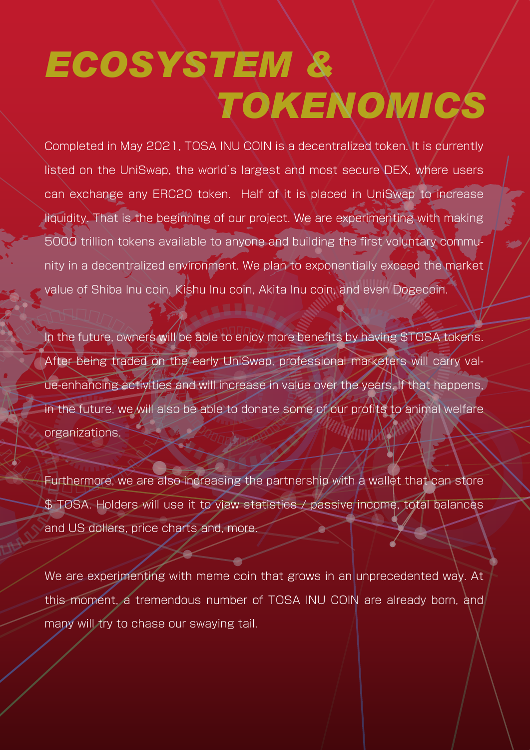# ECOSYSTEM & TOKENOMICS

Completed in May 2021, TOSA INU COIN is a decentralized token. It is currently listed on the UniSwap, the world's largest and most secure DEX, where users can exchange any ERC20 token. Half of it is placed in UniSwap to increase liquidity. That is the beginning of our project. We are experimenting with making 5000 trillion tokens available to anyone and building the first voluntary community in a decentralized environment. We plan to exponentially exceed the market value of Shiba Inu coin, Kishu Inu coin, Akita Inu coin, and even Dogecoin.

In the future, owners will be able to enjoy more benefits by having $TOSA tokens. After being traded on the early UniSwap, professional marketers will carry value-enhancing activities and will increase in value over the years. If that happens, in the future, we will also be able to donate some of our profits to animal welfare organizations.

Furthermore, we are also increasing the partnership with a wallet that can store $ TOSA. Holders will use it to view statistics / passive income, total balances and US dollars, price charts and, more.

We are experimenting with meme coin that grows in an unprecedented way. At this moment, a tremendous number of TOSA INU COIN are already born, and many will try to chase our swaying tail.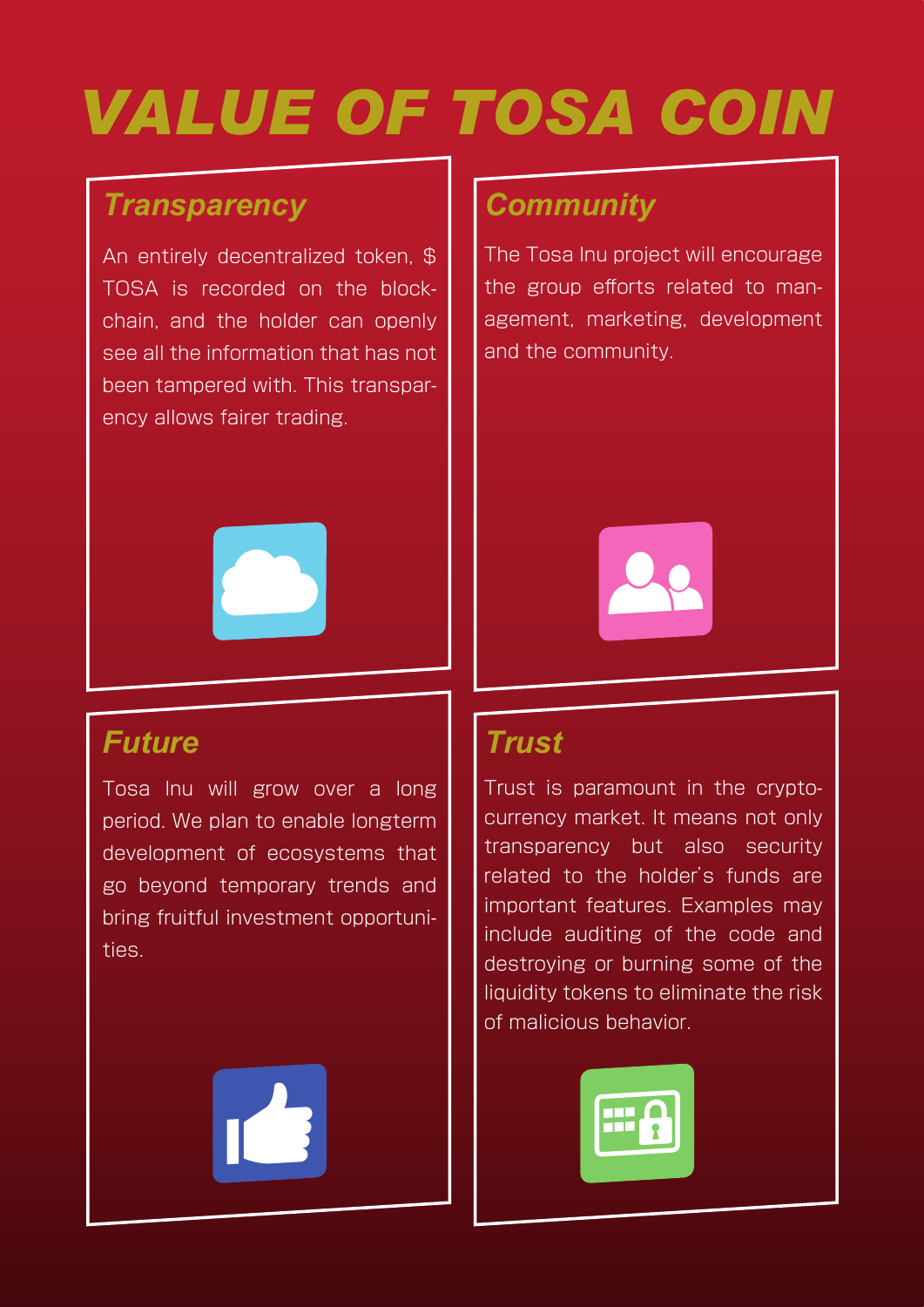# VALUE OF TOSA COIN

## Transparency

An entirely decentralized token, $ TOSA is recorded on the blockchain, and the holder can openly see all the information that has not been tampered with. This transparency allows fairer trading.

## Community

The Tosa Inu project will encourage the group efforts related to management, marketing, development and the community.

## Future

Tosa Inu will grow over a long period. We plan to enable longterm development of ecosystems that go beyond temporary trends and bring fruitful investment opportunities.

## Trust

Trust is paramount in the cryptocurrency market. It means not only transparency but also security related to the holder's funds are important features. Examples may include auditing of the code and destroying or burning some of the liquidity tokens to eliminate the risk of malicious behavior.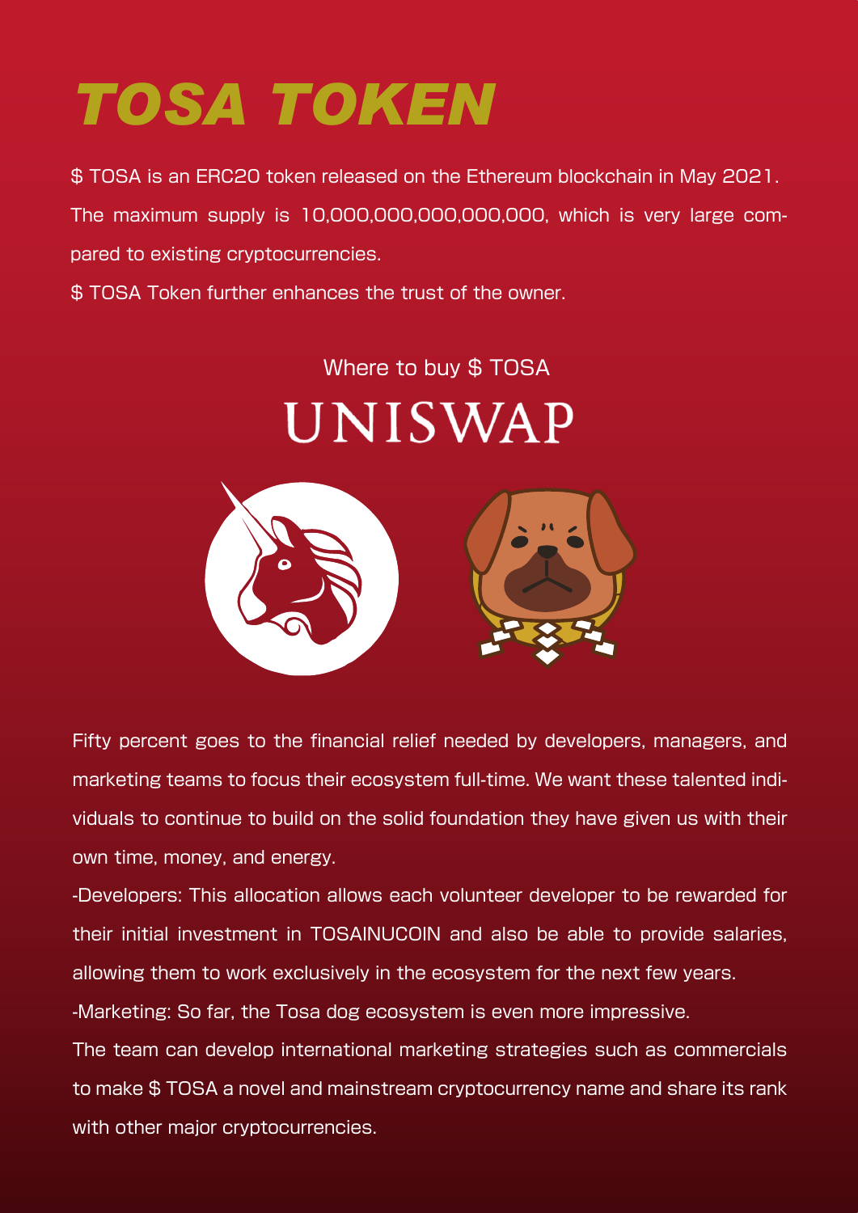# TOSA TOKEN

$ TOSA is an ERC20 token released on the Ethereum blockchain in May 2021. The maximum supply is 10,000,000,000,000,000, which is very large compared to existing cryptocurrencies.

$ TOSA Token further enhances the trust of the owner.

Where to buy $ TOSA

UNISWAP

Fifty percent goes to the financial relief needed by developers, managers, and marketing teams to focus their ecosystem full-time. We want these talented individuals to continue to build on the solid foundation they have given us with their own time, money, and energy.

-Developers: This allocation allows each volunteer developer to be rewarded for their initial investment in TOSAINUCOIN and also be able to provide salaries, allowing them to work exclusively in the ecosystem for the next few years.

-Marketing: So far, the Tosa dog ecosystem is even more impressive.

The team can develop international marketing strategies such as commercials to make $ TOSA a novel and mainstream cryptocurrency name and share its rank with other major cryptocurrencies.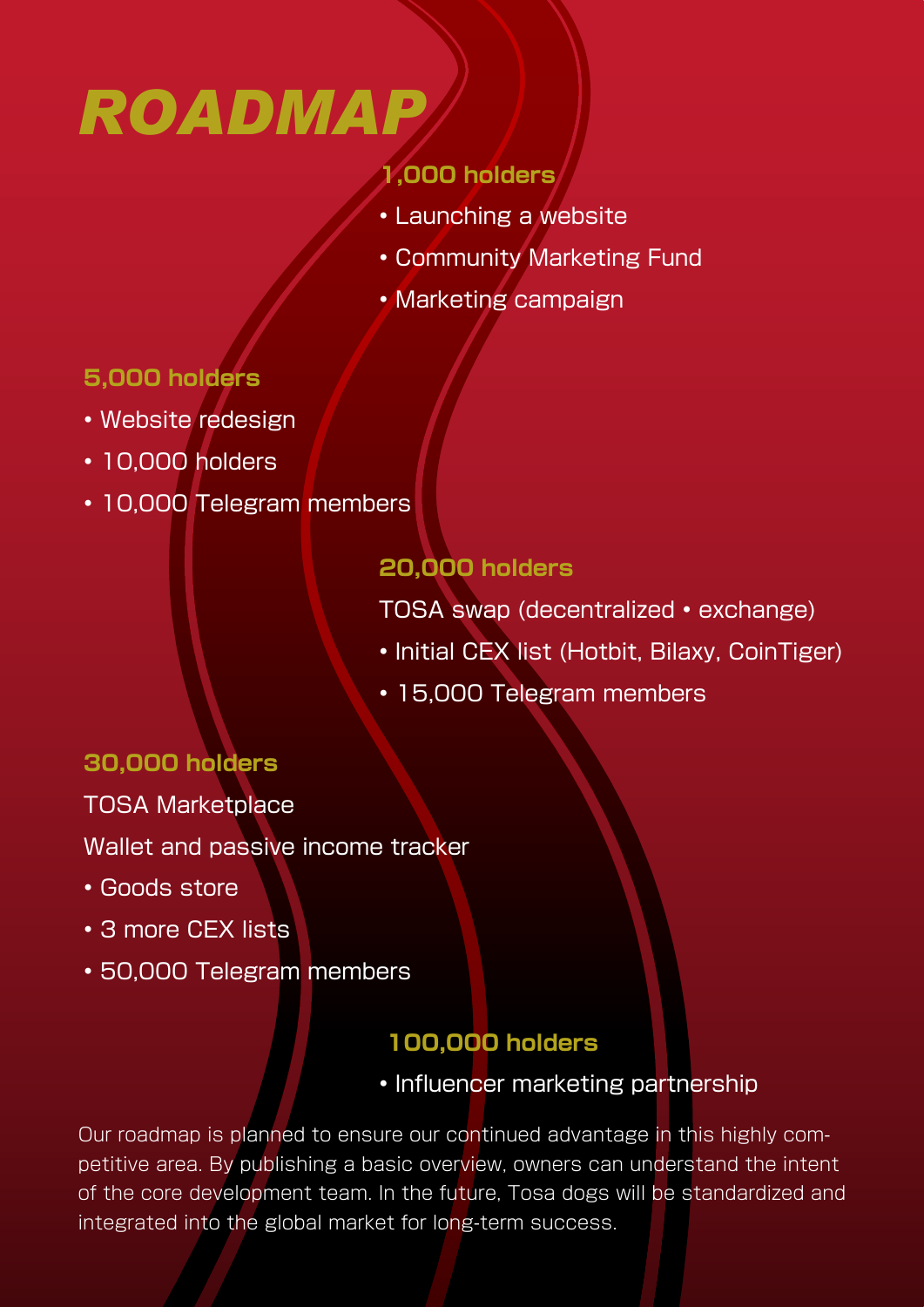# ROADMAP

### 1,000 holders

- Launching a website
- Community Marketing Fund
- Marketing campaign

### 5,000 holders

- Website redesign
- 10,000 holders
- 10,000 Telegram members

### 20,000 holders

TOSA swap (decentralized • exchange)

- Initial CEX list (Hotbit, Bilaxy, CoinTiger)
- 15,000 Telegram members

### 30,000 holders

TOSA Marketplace

Wallet and passive income tracker

- Goods store
- 3 more CEX lists
- 50,000 Telegram members

### 100,000 holders

- Influencer marketing partnership

Our roadmap is planned to ensure our continued advantage in this highly competitive area. By publishing a basic overview, owners can understand the intent of the core development team. In the future, Tosa dogs will be standardized and integrated into the global market for long-term success.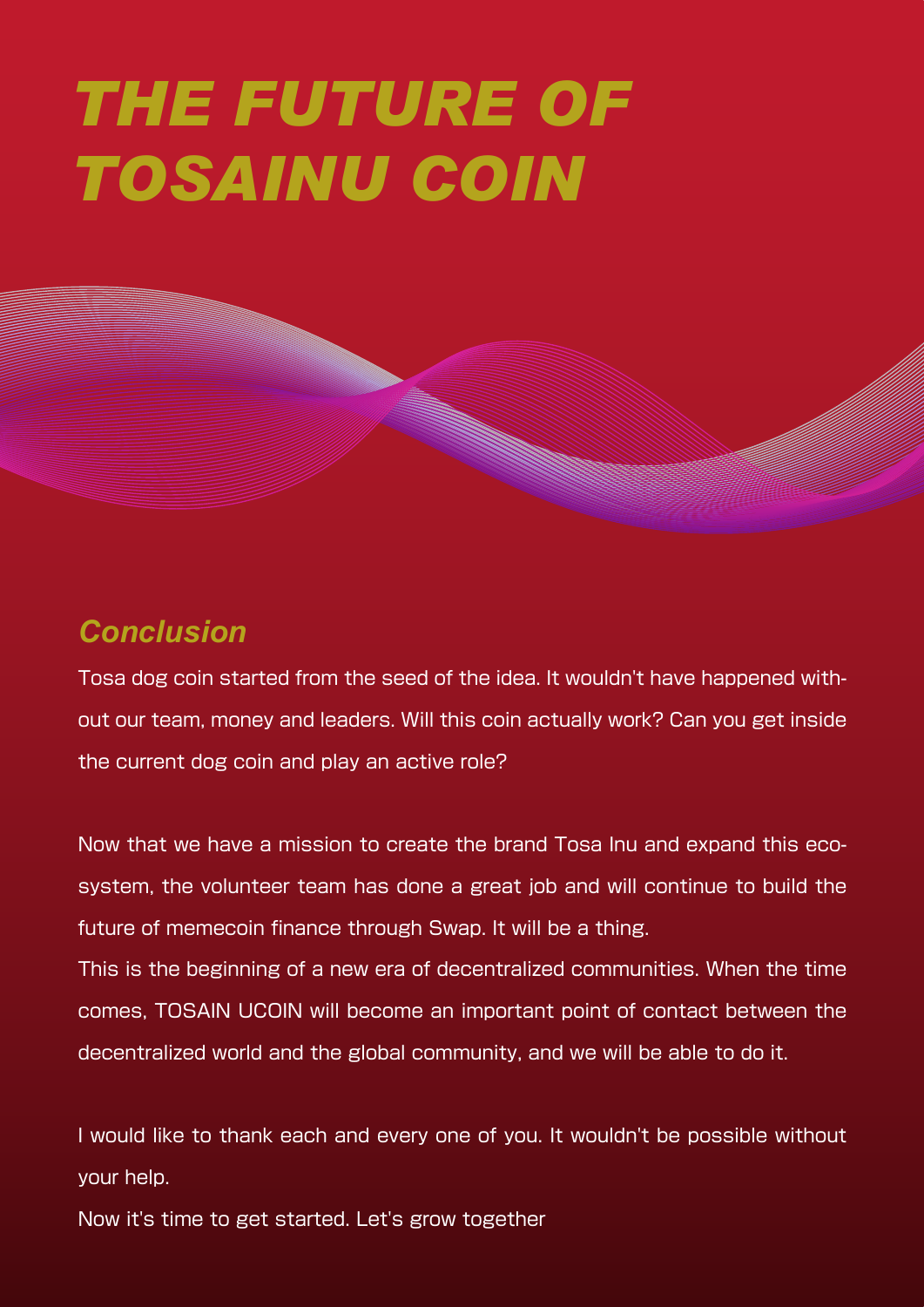# THE FUTURE OF TOSAINU COIN

## *Conclusion*

Tosa dog coin started from the seed of the idea. It wouldn't have happened without our team, money and leaders. Will this coin actually work? Can you get inside the current dog coin and play an active role?

Now that we have a mission to create the brand Tosa Inu and expand this ecosystem, the volunteer team has done a great job and will continue to build the future of memecoin finance through Swap. It will be a thing.

This is the beginning of a new era of decentralized communities. When the time comes, TOSAIN UCOIN will become an important point of contact between the decentralized world and the global community, and we will be able to do it.

I would like to thank each and every one of you. It wouldn't be possible without your help.

Now it's time to get started. Let's grow together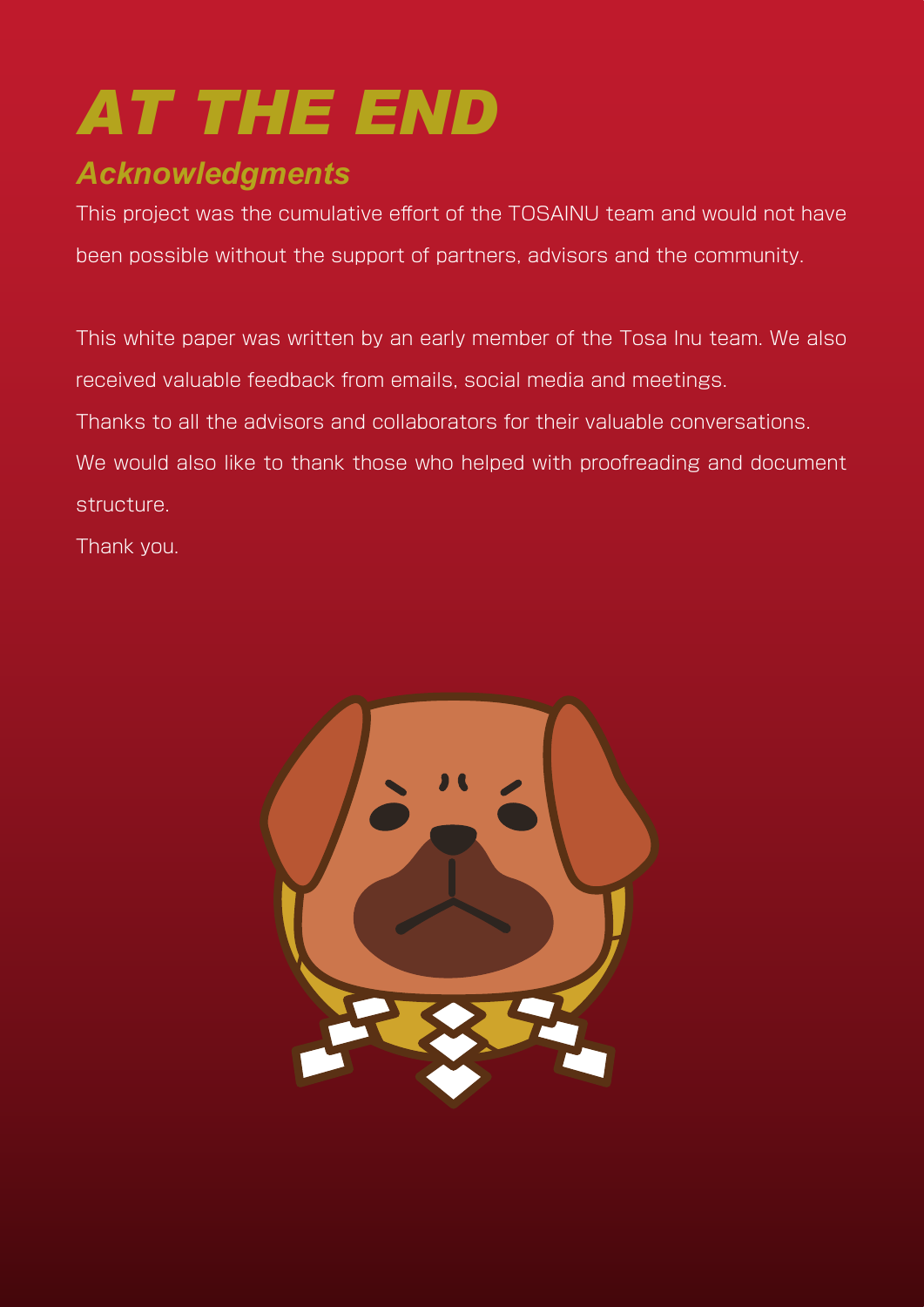# AT THE END

## *Acknowledgments*

This project was the cumulative effort of the TOSAINU team and would not have been possible without the support of partners, advisors and the community.

This white paper was written by an early member of the Tosa Inu team. We also received valuable feedback from emails, social media and meetings.
Thanks to all the advisors and collaborators for their valuable conversations.
We would also like to thank those who helped with proofreading and document structure.
Thank you.